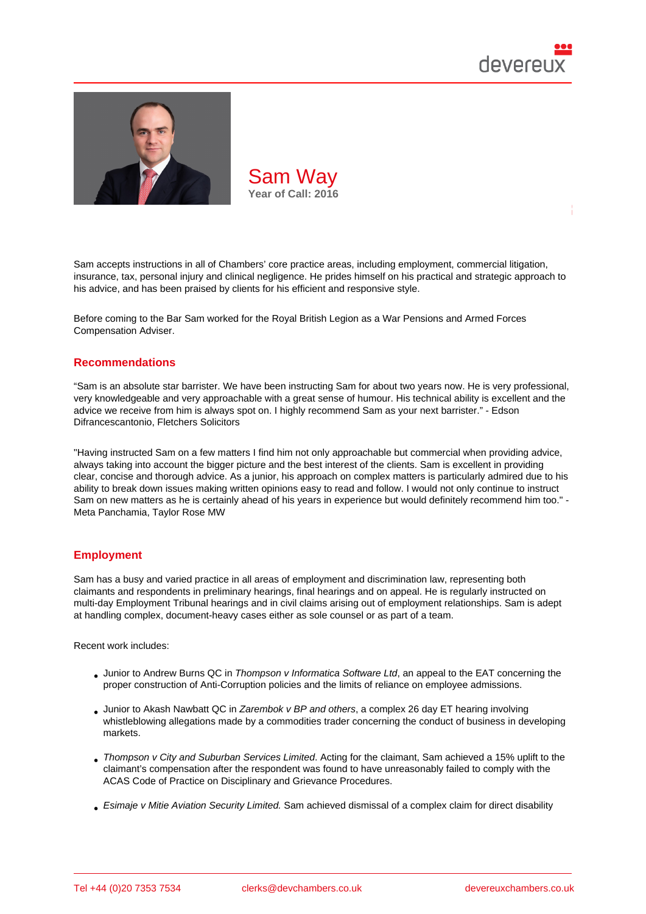# Sam Way

Year of Call: 2016

Sam accepts instructions in all of Chambers' core practice areas, including employment, commercial litigation, insurance, tax, personal injury and clinical negligence. He prides himself on his practical and strategic approach to his advice, and has been praised by clients for his efficient and responsive style.

Before coming to the Bar Sam worked for the Royal British Legion as a War Pensions and Armed Forces Compensation Adviser.

## Recommendations

"Sam is an absolute star barrister. We have been instructing Sam for about two years now. He is very professional, very knowledgeable and very approachable with a great sense of humour. His technical ability is excellent and the advice we receive from him is always spot on. I highly recommend Sam as your next barrister." - Edson Difrancescantonio, Fletchers Solicitors

"Having instructed Sam on a few matters I find him not only approachable but commercial when providing advice, always taking into account the bigger picture and the best interest of the clients. Sam is excellent in providing clear, concise and thorough advice. As a junior, his approach on complex matters is particularly admired due to his ability to break down issues making written opinions easy to read and follow. I would not only continue to instruct Sam on new matters as he is certainly ahead of his years in experience but would definitely recommend him too." - Meta Panchamia, Taylor Rose MW

## Employment

Sam has a busy and varied practice in all areas of employment and discrimination law, representing both claimants and respondents in preliminary hearings, final hearings and on appeal. He is regularly instructed on multi-day Employment Tribunal hearings and in civil claims arising out of employment relationships. Sam is adept at handling complex, document-heavy cases either as sole counsel or as part of a team.

Recent work includes:

- Junior to Andrew Burns QC in *Thompson v Informatica Software Ltd*, an appeal to the EAT concerning the proper construction of Anti-Corruption policies and the limits of reliance on employee admissions.
- Junior to Akash Nawbatt QC in *Zarembok v BP and others*, a complex 26 day ET hearing involving whistleblowing allegations made by a commodities trader concerning the conduct of business in developing markets.
- *Thompson v City and Suburban Services Limited.* Acting for the claimant, Sam achieved a 15% uplift to the claimant's compensation after the respondent was found to have unreasonably failed to comply with the ACAS Code of Practice on Disciplinary and Grievance Procedures.
- *Esimaje v Mitie Aviation Security Limited.* Sam achieved dismissal of a complex claim for direct disability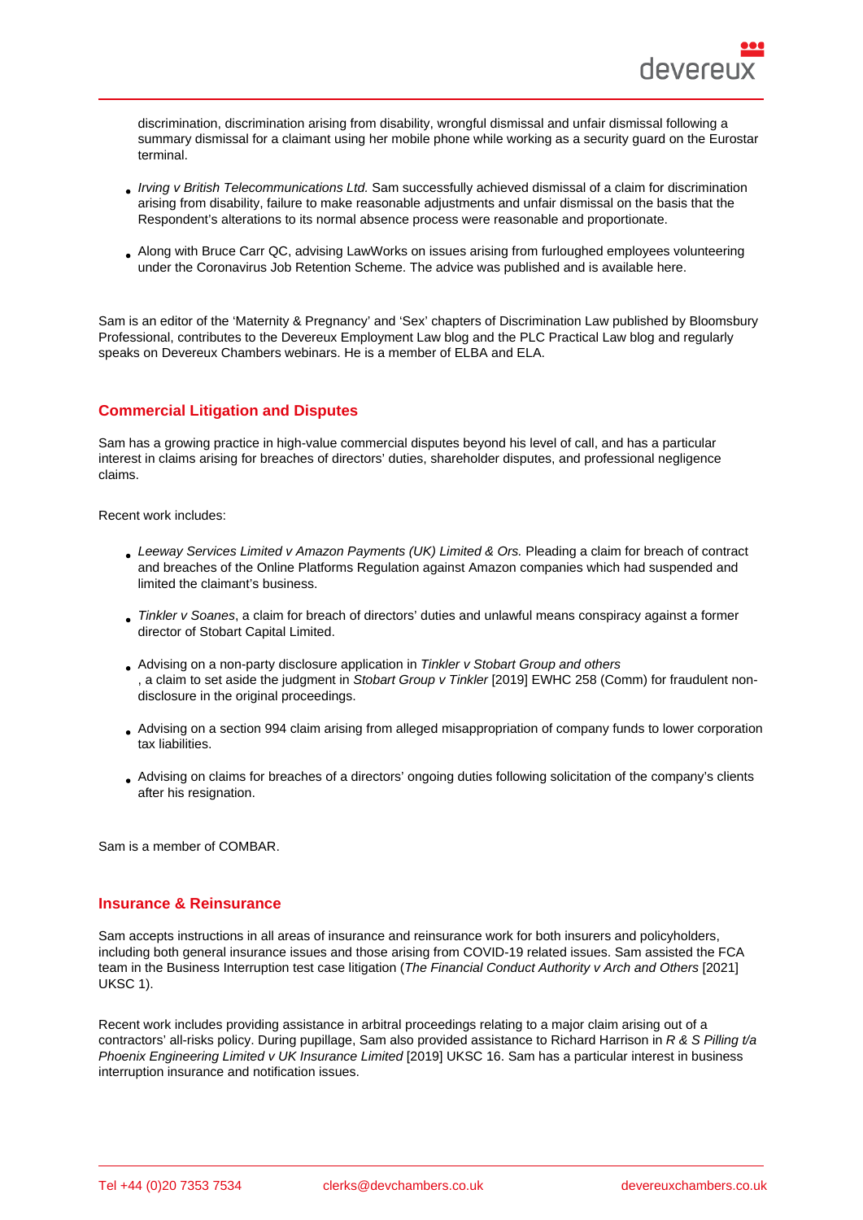discrimination, discrimination arising from disability, wrongful dismissal and unfair dismissal following a summary dismissal for a claimant using her mobile phone while working as a security guard on the Eurostar terminal.

- *Irving v British Telecommunications Ltd.* Sam successfully achieved dismissal of a claim for discrimination arising from disability, failure to make reasonable adjustments and unfair dismissal on the basis that the Respondent's alterations to its normal absence process were reasonable and proportionate.
- Along with Bruce Carr QC, advising LawWorks on issues arising from furloughed employees volunteering under the Coronavirus Job Retention Scheme. The advice was published and is available here.

Sam is an editor of the 'Maternity & Pregnancy' and 'Sex' chapters of Discrimination Law published by Bloomsbury Professional, contributes to the Devereux Employment Law blog and the PLC Practical Law blog and regularly speaks on Devereux Chambers webinars. He is a member of ELBA and ELA.

## Commercial Litigation and Disputes

Sam has a growing practice in high-value commercial disputes beyond his level of call, and has a particular interest in claims arising for breaches of directors' duties, shareholder disputes, and professional negligence claims.

Recent work includes:

- *Leeway Services Limited v Amazon Payments (UK) Limited & Ors.* Pleading a claim for breach of contract and breaches of the Online Platforms Regulation against Amazon companies which had suspended and limited the claimant's business.
- *Tinkler v Soanes*, a claim for breach of directors' duties and unlawful means conspiracy against a former director of Stobart Capital Limited.
- Advising on a non-party disclosure application in *Tinkler v Stobart Group and others*, a claim to set aside the judgment in *Stobart Group v Tinkler* [2019] EWHC 258 (Comm) for fraudulent non-disclosure in the original proceedings.
- Advising on a section 994 claim arising from alleged misappropriation of company funds to lower corporation tax liabilities.
- Advising on claims for breaches of a directors' ongoing duties following solicitation of the company's clients after his resignation.

Sam is a member of COMBAR.

## Insurance & Reinsurance

Sam accepts instructions in all areas of insurance and reinsurance work for both insurers and policyholders, including both general insurance issues and those arising from COVID-19 related issues. Sam assisted the FCA team in the Business Interruption test case litigation (*The Financial Conduct Authority v Arch and Others* [2021] UKSC 1).

Recent work includes providing assistance in arbitral proceedings relating to a major claim arising out of a contractors' all-risks policy. During pupillage, Sam also provided assistance to Richard Harrison in *R & S Pilling t/a Phoenix Engineering Limited v UK Insurance Limited* [2019] UKSC 16. Sam has a particular interest in business interruption insurance and notification issues.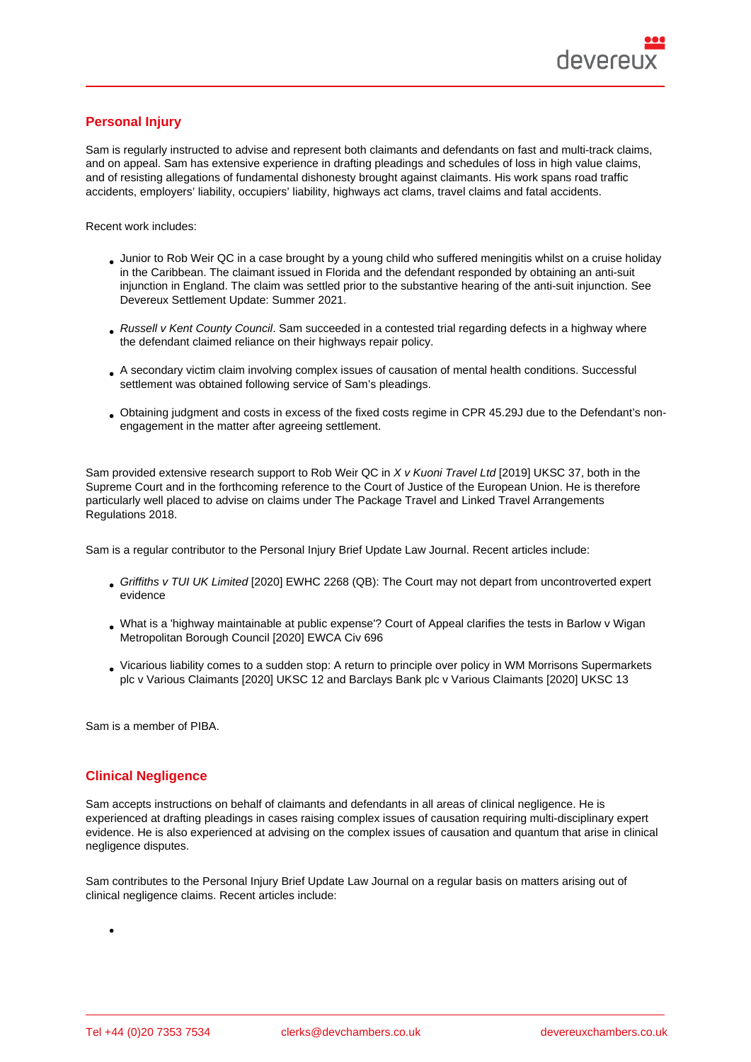## Personal Injury

Sam is regularly instructed to advise and represent both claimants and defendants on fast and multi-track claims, and on appeal. Sam has extensive experience in drafting pleadings and schedules of loss in high value claims, and of resisting allegations of fundamental dishonesty brought against claimants. His work spans road traffic accidents, employers' liability, occupiers' liability, highways act clams, travel claims and fatal accidents.

Recent work includes:

- Junior to Rob Weir QC in a case brought by a young child who suffered meningitis whilst on a cruise holiday in the Caribbean. The claimant issued in Florida and the defendant responded by obtaining an anti-suit injunction in England. The claim was settled prior to the substantive hearing of the anti-suit injunction. See Devereux Settlement Update: Summer 2021.
- *Russell v Kent County Council*. Sam succeeded in a contested trial regarding defects in a highway where the defendant claimed reliance on their highways repair policy.
- A secondary victim claim involving complex issues of causation of mental health conditions. Successful settlement was obtained following service of Sam's pleadings.
- Obtaining judgment and costs in excess of the fixed costs regime in CPR 45.29J due to the Defendant's non-engagement in the matter after agreeing settlement.

Sam provided extensive research support to Rob Weir QC in *X v Kuoni Travel Ltd* [2019] UKSC 37, both in the Supreme Court and in the forthcoming reference to the Court of Justice of the European Union. He is therefore particularly well placed to advise on claims under The Package Travel and Linked Travel Arrangements Regulations 2018.

Sam is a regular contributor to the Personal Injury Brief Update Law Journal. Recent articles include:

- *Griffiths v TUI UK Limited* [2020] EWHC 2268 (QB): The Court may not depart from uncontroverted expert evidence
- What is a 'highway maintainable at public expense'? Court of Appeal clarifies the tests in Barlow v Wigan Metropolitan Borough Council [2020] EWCA Civ 696
- Vicarious liability comes to a sudden stop: A return to principle over policy in WM Morrisons Supermarkets plc v Various Claimants [2020] UKSC 12 and Barclays Bank plc v Various Claimants [2020] UKSC 13

Sam is a member of PIBA.

## Clinical Negligence

Sam accepts instructions on behalf of claimants and defendants in all areas of clinical negligence. He is experienced at drafting pleadings in cases raising complex issues of causation requiring multi-disciplinary expert evidence. He is also experienced at advising on the complex issues of causation and quantum that arise in clinical negligence disputes.

Sam contributes to the Personal Injury Brief Update Law Journal on a regular basis on matters arising out of clinical negligence claims. Recent articles include:

-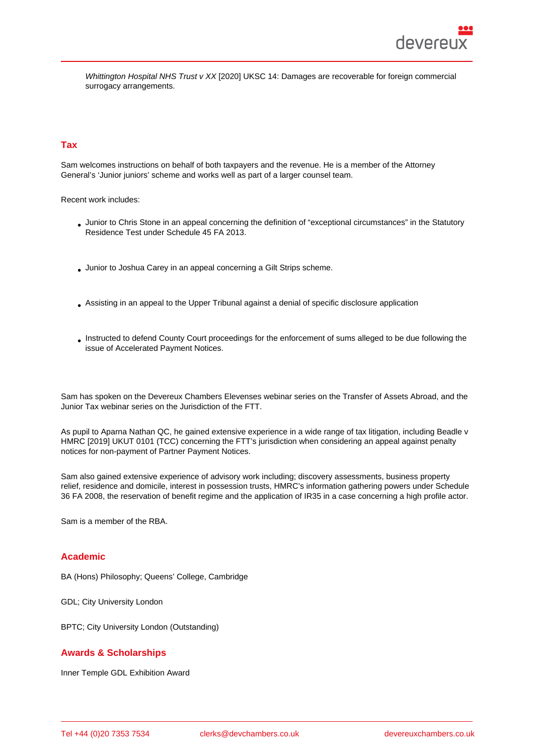*Whittington Hospital NHS Trust v XX* [2020] UKSC 14: Damages are recoverable for foreign commercial surrogacy arrangements.

## Tax

Sam welcomes instructions on behalf of both taxpayers and the revenue. He is a member of the Attorney General's 'Junior juniors' scheme and works well as part of a larger counsel team.

Recent work includes:

- Junior to Chris Stone in an appeal concerning the definition of "exceptional circumstances" in the Statutory Residence Test under Schedule 45 FA 2013.
- Junior to Joshua Carey in an appeal concerning a Gilt Strips scheme.
- Assisting in an appeal to the Upper Tribunal against a denial of specific disclosure application
- Instructed to defend County Court proceedings for the enforcement of sums alleged to be due following the issue of Accelerated Payment Notices.

Sam has spoken on the Devereux Chambers Elevenses webinar series on the Transfer of Assets Abroad, and the Junior Tax webinar series on the Jurisdiction of the FTT.

As pupil to Aparna Nathan QC, he gained extensive experience in a wide range of tax litigation, including Beadle v HMRC [2019] UKUT 0101 (TCC) concerning the FTT's jurisdiction when considering an appeal against penalty notices for non-payment of Partner Payment Notices.

Sam also gained extensive experience of advisory work including; discovery assessments, business property relief, residence and domicile, interest in possession trusts, HMRC's information gathering powers under Schedule 36 FA 2008, the reservation of benefit regime and the application of IR35 in a case concerning a high profile actor.

Sam is a member of the RBA.

## Academic

BA (Hons) Philosophy; Queens' College, Cambridge

GDL; City University London

BPTC; City University London (Outstanding)

## Awards & Scholarships

Inner Temple GDL Exhibition Award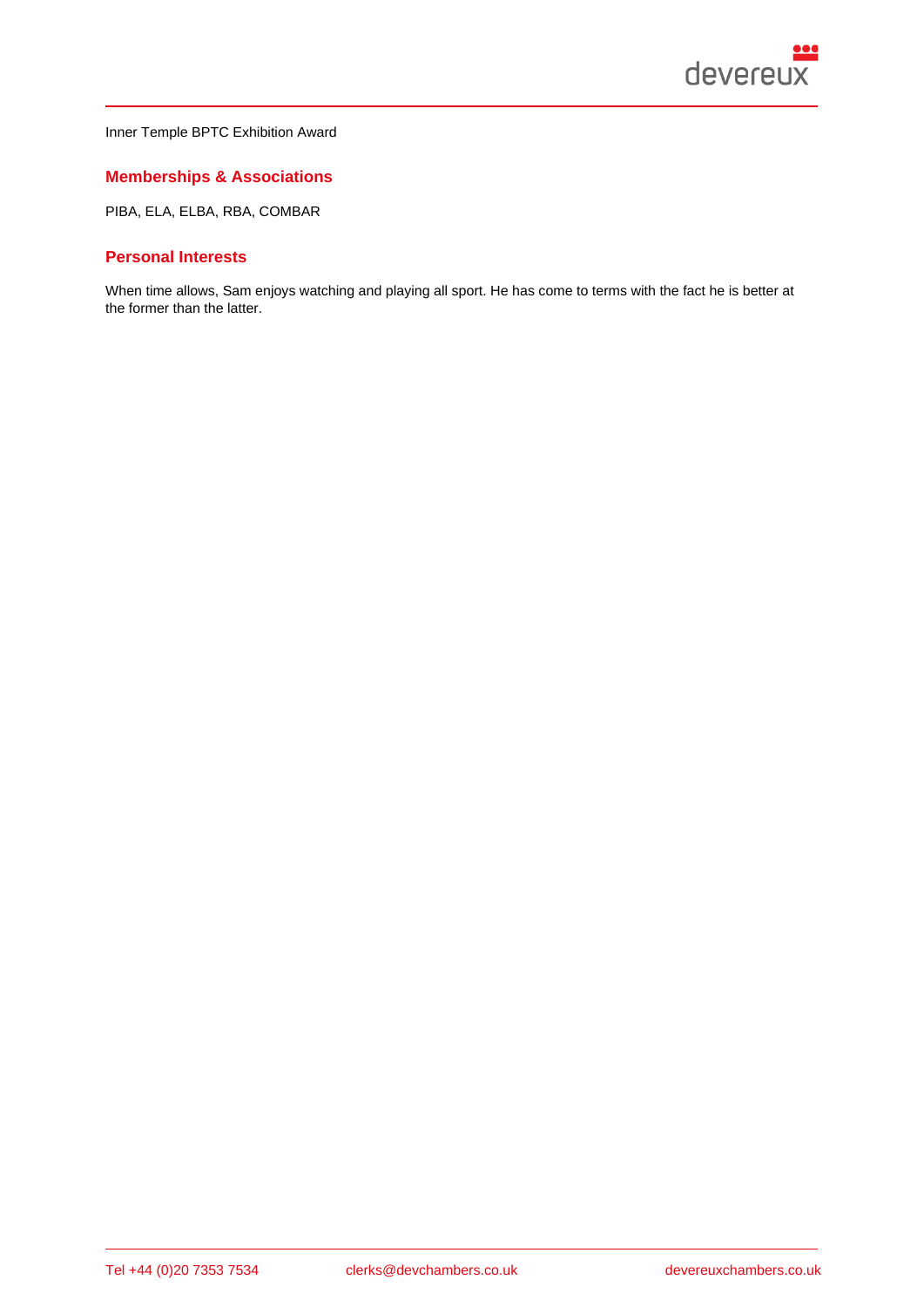Inner Temple BPTC Exhibition Award

## Memberships & Associations

PIBA, ELA, ELBA, RBA, COMBAR

## Personal Interests

When time allows, Sam enjoys watching and playing all sport. He has come to terms with the fact he is better at the former than the latter.